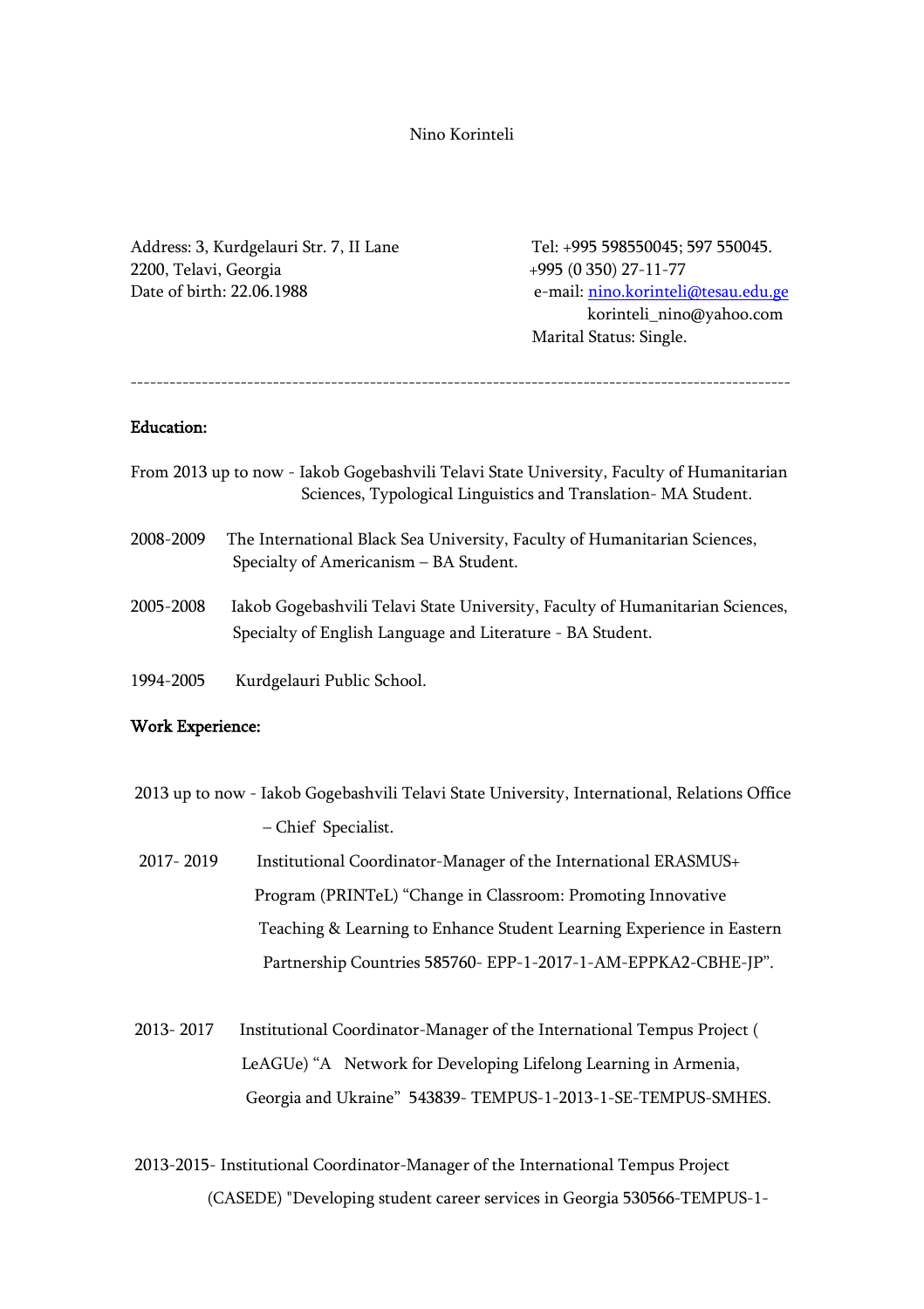Nino Korinteli

Address: 3, Kurdgelauri Str. 7, II Lane
2200, Telavi, Georgia
Date of birth: 22.06.1988

Tel: +995 598550045; 597 550045.
+995 (0 350) 27-11-77
e-mail: nino.korinteli@tesau.edu.ge
korinteli_nino@yahoo.com
Marital Status: Single.

---

## Education:

From 2013 up to now - Iakob Gogebashvili Telavi State University, Faculty of Humanitarian Sciences, Typological Linguistics and Translation- MA Student.

2008-2009 The International Black Sea University, Faculty of Humanitarian Sciences, Specialty of Americanism – BA Student.

2005-2008 Iakob Gogebashvili Telavi State University, Faculty of Humanitarian Sciences, Specialty of English Language and Literature - BA Student.

1994-2005 Kurdgelauri Public School.

## Work Experience:

2013 up to now - Iakob Gogebashvili Telavi State University, International, Relations Office – Chief Specialist.

2017- 2019 Institutional Coordinator-Manager of the International ERASMUS+ Program (PRINTeL) “Change in Classroom: Promoting Innovative Teaching & Learning to Enhance Student Learning Experience in Eastern Partnership Countries 585760- EPP-1-2017-1-AM-EPPKA2-CBHE-JP”.

2013- 2017 Institutional Coordinator-Manager of the International Tempus Project ( LeAGUe) “A Network for Developing Lifelong Learning in Armenia, Georgia and Ukraine” 543839- TEMPUS-1-2013-1-SE-TEMPUS-SMHES.

2013-2015- Institutional Coordinator-Manager of the International Tempus Project (CASEDE) "Developing student career services in Georgia 530566-TEMPUS-1-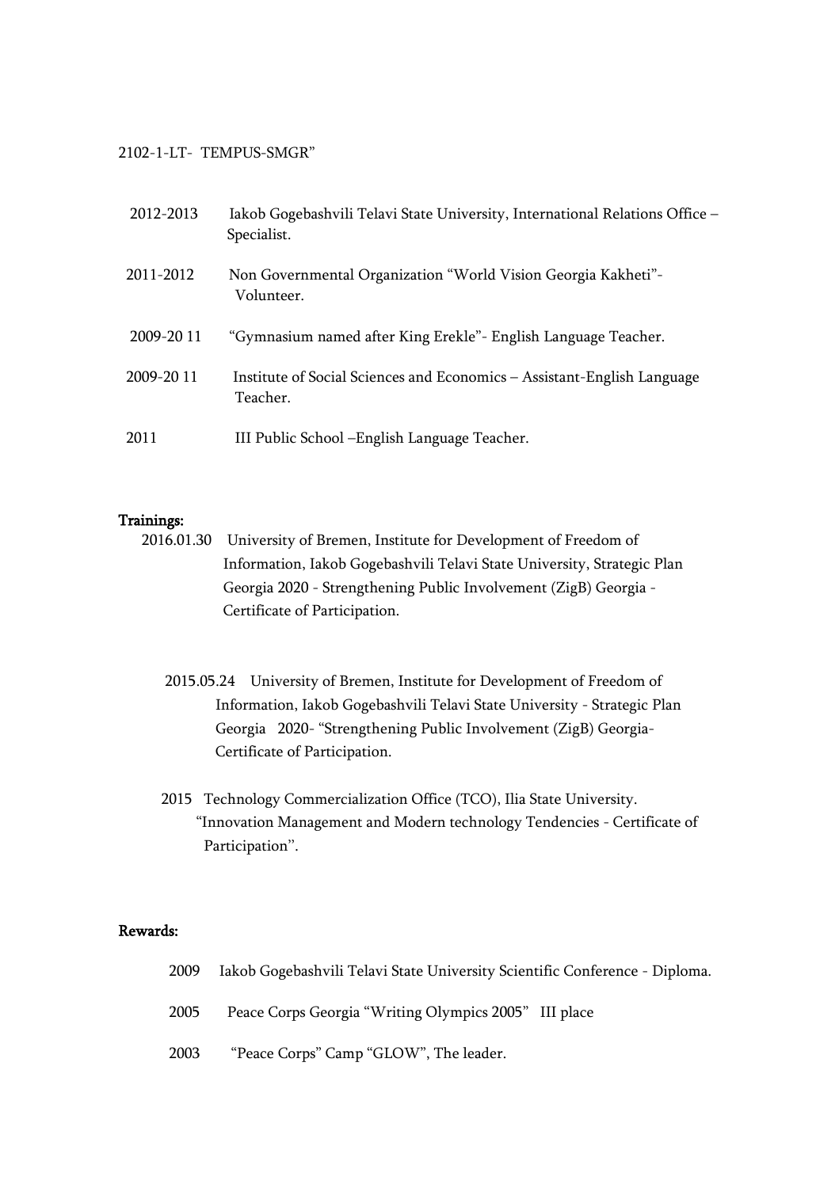2102-1-LT- TEMPUS-SMGR"

2012-2013 Iakob Gogebashvili Telavi State University, International Relations Office – Specialist.

2011-2012 Non Governmental Organization "World Vision Georgia Kakheti"- Volunteer.

2009-20 11 "Gymnasium named after King Erekle"- English Language Teacher.

2009-20 11 Institute of Social Sciences and Economics – Assistant-English Language Teacher.

2011 III Public School –English Language Teacher.

**Trainings:**

2016.01.30 University of Bremen, Institute for Development of Freedom of Information, Iakob Gogebashvili Telavi State University, Strategic Plan Georgia 2020 - Strengthening Public Involvement (ZigB) Georgia - Certificate of Participation.

2015.05.24 University of Bremen, Institute for Development of Freedom of Information, Iakob Gogebashvili Telavi State University - Strategic Plan Georgia 2020- "Strengthening Public Involvement (ZigB) Georgia- Certificate of Participation.

2015 Technology Commercialization Office (TCO), Ilia State University. "Innovation Management and Modern technology Tendencies - Certificate of Participation".

**Rewards:**

2009 Iakob Gogebashvili Telavi State University Scientific Conference - Diploma.

2005 Peace Corps Georgia "Writing Olympics 2005" III place

2003 "Peace Corps" Camp "GLOW", The leader.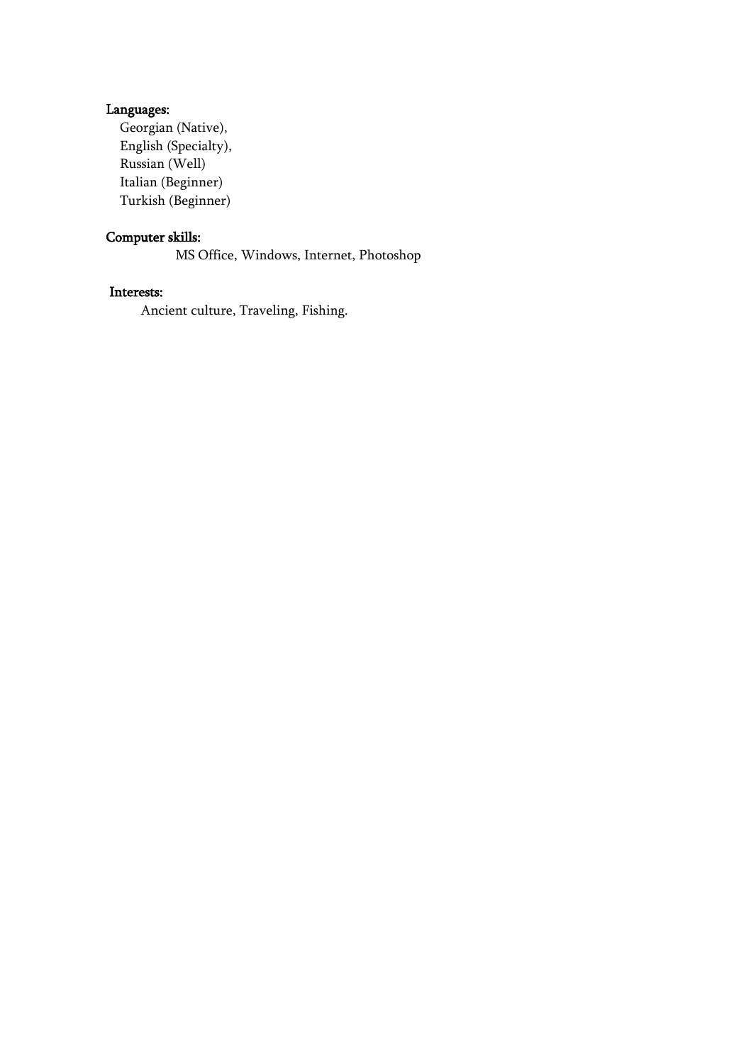**Languages:**

Georgian (Native),
English (Specialty),
Russian (Well)
Italian (Beginner)
Turkish (Beginner)

**Computer skills:**

MS Office, Windows, Internet, Photoshop

**Interests:**

Ancient culture, Traveling, Fishing.